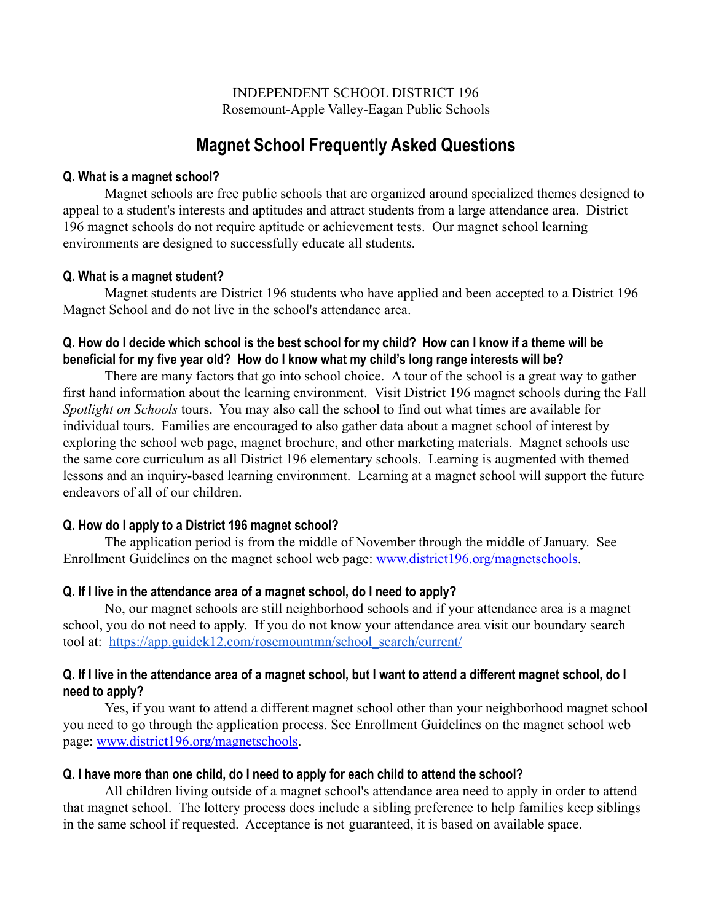INDEPENDENT SCHOOL DISTRICT 196
Rosemount-Apple Valley-Eagan Public Schools

# Magnet School Frequently Asked Questions

**Q. What is a magnet school?**

Magnet schools are free public schools that are organized around specialized themes designed to appeal to a student's interests and aptitudes and attract students from a large attendance area. District 196 magnet schools do not require aptitude or achievement tests. Our magnet school learning environments are designed to successfully educate all students.

**Q. What is a magnet student?**

Magnet students are District 196 students who have applied and been accepted to a District 196 Magnet School and do not live in the school's attendance area.

**Q. How do I decide which school is the best school for my child? How can I know if a theme will be beneficial for my five year old? How do I know what my child's long range interests will be?**

There are many factors that go into school choice. A tour of the school is a great way to gather first hand information about the learning environment. Visit District 196 magnet schools during the Fall *Spotlight on Schools* tours. You may also call the school to find out what times are available for individual tours. Families are encouraged to also gather data about a magnet school of interest by exploring the school web page, magnet brochure, and other marketing materials. Magnet schools use the same core curriculum as all District 196 elementary schools. Learning is augmented with themed lessons and an inquiry-based learning environment. Learning at a magnet school will support the future endeavors of all of our children.

**Q. How do I apply to a District 196 magnet school?**

The application period is from the middle of November through the middle of January. See Enrollment Guidelines on the magnet school web page: [www.district196.org/magnetschools](www.district196.org/magnetschools).

**Q. If I live in the attendance area of a magnet school, do I need to apply?**

No, our magnet schools are still neighborhood schools and if your attendance area is a magnet school, you do not need to apply. If you do not know your attendance area visit our boundary search tool at: [https://app.guidek12.com/rosemountmn/school_search/current/](https://app.guidek12.com/rosemountmn/school_search/current/)

**Q. If I live in the attendance area of a magnet school, but I want to attend a different magnet school, do I need to apply?**

Yes, if you want to attend a different magnet school other than your neighborhood magnet school you need to go through the application process. See Enrollment Guidelines on the magnet school web page: [www.district196.org/magnetschools](www.district196.org/magnetschools).

**Q. I have more than one child, do I need to apply for each child to attend the school?**

All children living outside of a magnet school's attendance area need to apply in order to attend that magnet school. The lottery process does include a sibling preference to help families keep siblings in the same school if requested. Acceptance is not guaranteed, it is based on available space.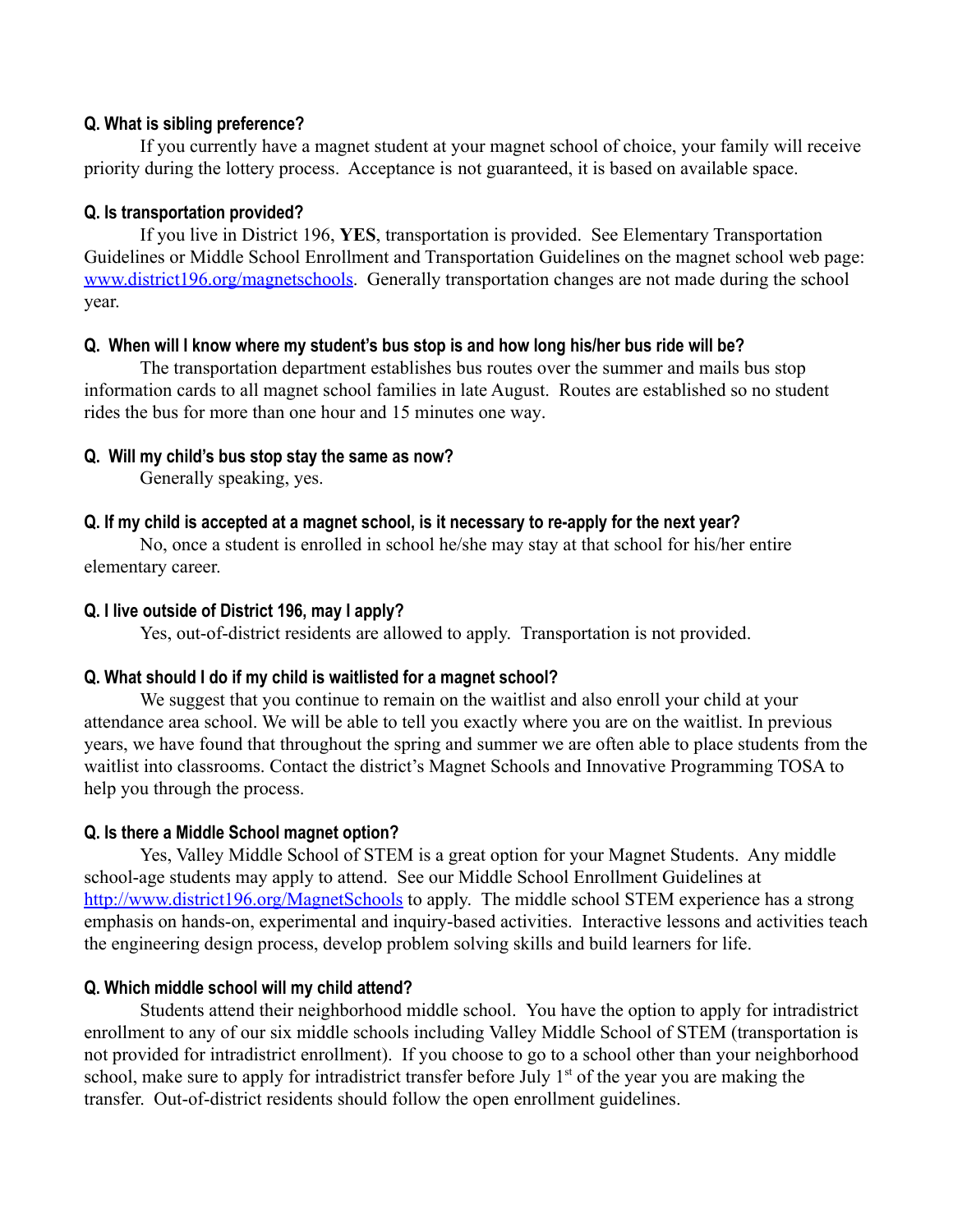**Q. What is sibling preference?**

If you currently have a magnet student at your magnet school of choice, your family will receive priority during the lottery process. Acceptance is not guaranteed, it is based on available space.

**Q. Is transportation provided?**

If you live in District 196, **YES**, transportation is provided. See Elementary Transportation Guidelines or Middle School Enrollment and Transportation Guidelines on the magnet school web page: [www.district196.org/magnetschools](http://www.district196.org/magnetschools). Generally transportation changes are not made during the school year.

**Q. When will I know where my student's bus stop is and how long his/her bus ride will be?**

The transportation department establishes bus routes over the summer and mails bus stop information cards to all magnet school families in late August. Routes are established so no student rides the bus for more than one hour and 15 minutes one way.

**Q. Will my child's bus stop stay the same as now?**

Generally speaking, yes.

**Q. If my child is accepted at a magnet school, is it necessary to re-apply for the next year?**

No, once a student is enrolled in school he/she may stay at that school for his/her entire elementary career.

**Q. I live outside of District 196, may I apply?**

Yes, out-of-district residents are allowed to apply. Transportation is not provided.

**Q. What should I do if my child is waitlisted for a magnet school?**

We suggest that you continue to remain on the waitlist and also enroll your child at your attendance area school. We will be able to tell you exactly where you are on the waitlist. In previous years, we have found that throughout the spring and summer we are often able to place students from the waitlist into classrooms. Contact the district's Magnet Schools and Innovative Programming TOSA to help you through the process.

**Q. Is there a Middle School magnet option?**

Yes, Valley Middle School of STEM is a great option for your Magnet Students. Any middle school-age students may apply to attend. See our Middle School Enrollment Guidelines at [http://www.district196.org/MagnetSchools](http://www.district196.org/MagnetSchools) to apply. The middle school STEM experience has a strong emphasis on hands-on, experimental and inquiry-based activities. Interactive lessons and activities teach the engineering design process, develop problem solving skills and build learners for life.

**Q. Which middle school will my child attend?**

Students attend their neighborhood middle school. You have the option to apply for intradistrict enrollment to any of our six middle schools including Valley Middle School of STEM (transportation is not provided for intradistrict enrollment). If you choose to go to a school other than your neighborhood school, make sure to apply for intradistrict transfer before July 1st of the year you are making the transfer. Out-of-district residents should follow the open enrollment guidelines.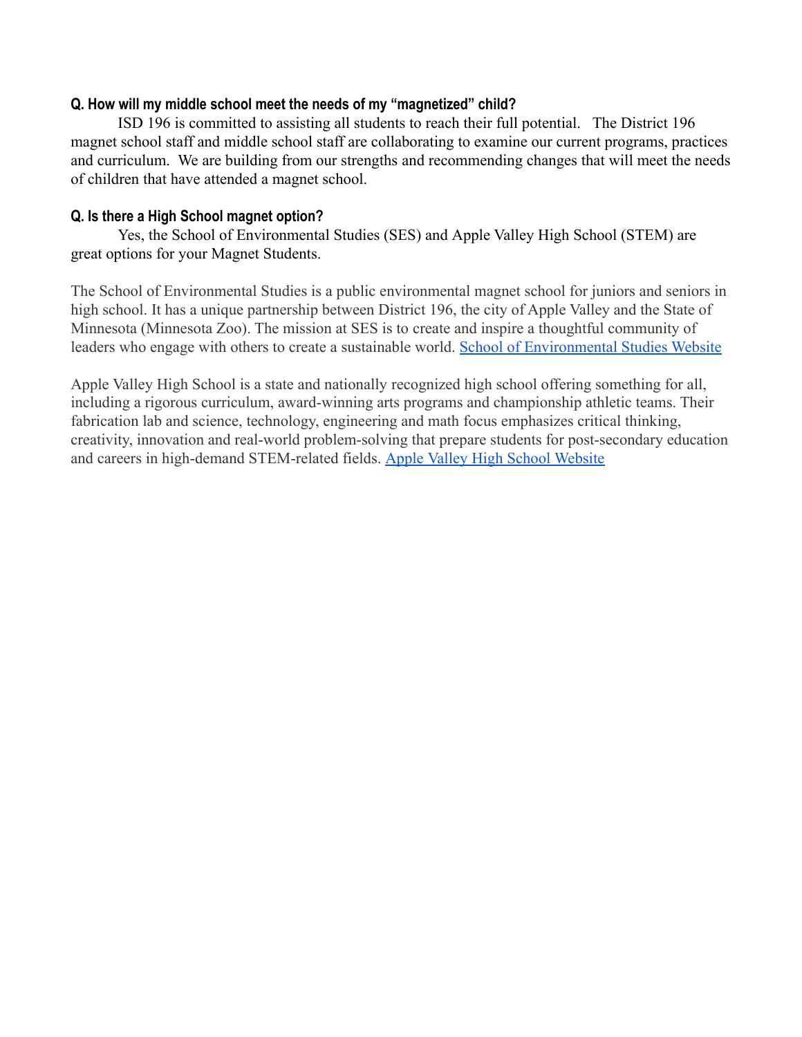**Q. How will my middle school meet the needs of my "magnetized" child?**

ISD 196 is committed to assisting all students to reach their full potential. The District 196 magnet school staff and middle school staff are collaborating to examine our current programs, practices and curriculum. We are building from our strengths and recommending changes that will meet the needs of children that have attended a magnet school.

**Q. Is there a High School magnet option?**

Yes, the School of Environmental Studies (SES) and Apple Valley High School (STEM) are great options for your Magnet Students.

The School of Environmental Studies is a public environmental magnet school for juniors and seniors in high school. It has a unique partnership between District 196, the city of Apple Valley and the State of Minnesota (Minnesota Zoo). The mission at SES is to create and inspire a thoughtful community of leaders who engage with others to create a sustainable world. School of Environmental Studies Website

Apple Valley High School is a state and nationally recognized high school offering something for all, including a rigorous curriculum, award-winning arts programs and championship athletic teams. Their fabrication lab and science, technology, engineering and math focus emphasizes critical thinking, creativity, innovation and real-world problem-solving that prepare students for post-secondary education and careers in high-demand STEM-related fields. Apple Valley High School Website